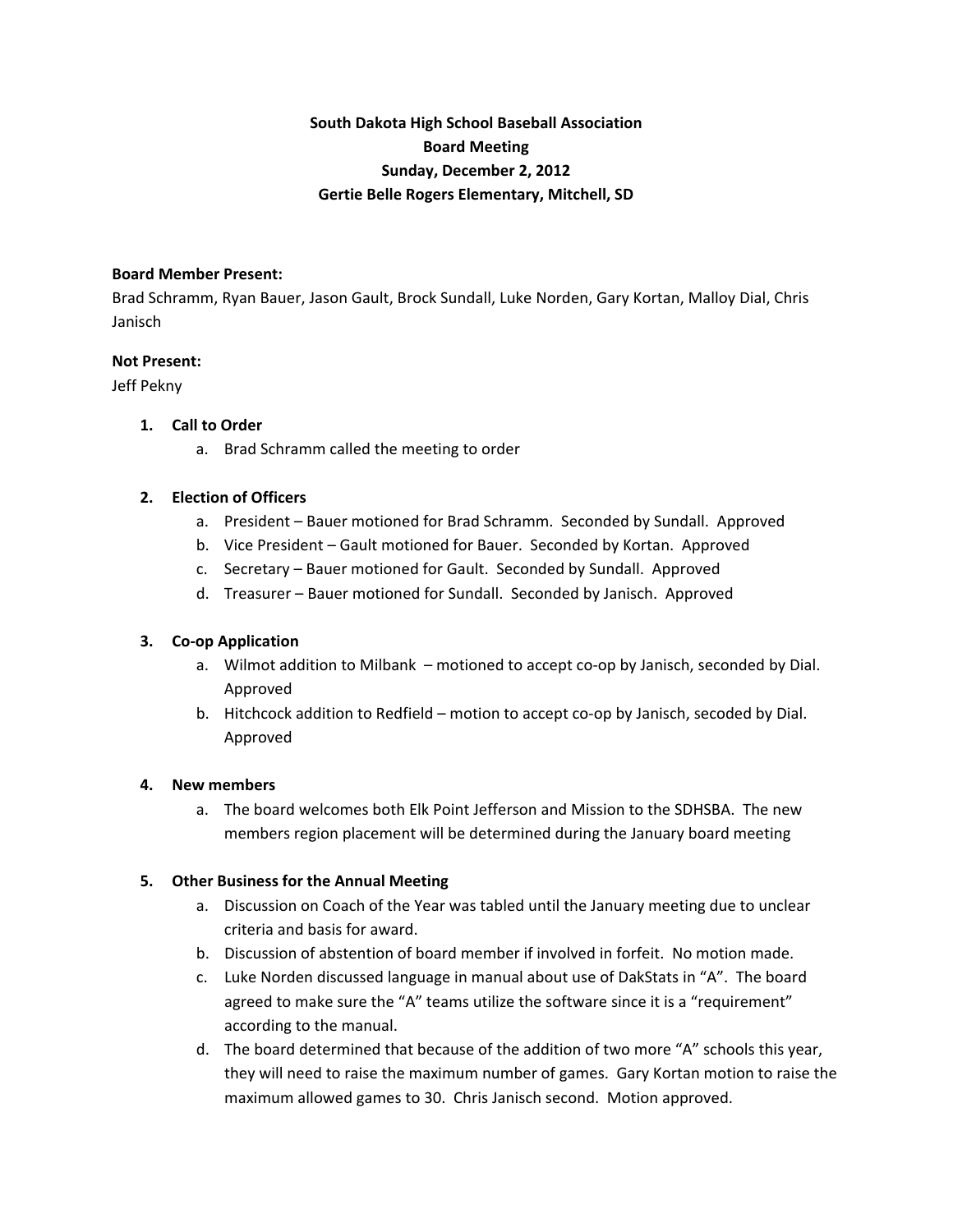**South Dakota High School Baseball Association**
**Board Meeting**
**Sunday, December 2, 2012**
**Gertie Belle Rogers Elementary, Mitchell, SD**

**Board Member Present:**
Brad Schramm, Ryan Bauer, Jason Gault, Brock Sundall, Luke Norden, Gary Kortan, Malloy Dial, Chris Janisch

**Not Present:**
Jeff Pekny

1. **Call to Order**
   a. Brad Schramm called the meeting to order

2. **Election of Officers**
   a. President – Bauer motioned for Brad Schramm. Seconded by Sundall. Approved
   b. Vice President – Gault motioned for Bauer. Seconded by Kortan. Approved
   c. Secretary – Bauer motioned for Gault. Seconded by Sundall. Approved
   d. Treasurer – Bauer motioned for Sundall. Seconded by Janisch. Approved

3. **Co-op Application**
   a. Wilmot addition to Milbank – motioned to accept co-op by Janisch, seconded by Dial. Approved
   b. Hitchcock addition to Redfield – motion to accept co-op by Janisch, secoded by Dial. Approved

4. **New members**
   a. The board welcomes both Elk Point Jefferson and Mission to the SDHSBA. The new members region placement will be determined during the January board meeting

5. **Other Business for the Annual Meeting**
   a. Discussion on Coach of the Year was tabled until the January meeting due to unclear criteria and basis for award.
   b. Discussion of abstention of board member if involved in forfeit. No motion made.
   c. Luke Norden discussed language in manual about use of DakStats in "A". The board agreed to make sure the "A" teams utilize the software since it is a "requirement" according to the manual.
   d. The board determined that because of the addition of two more "A" schools this year, they will need to raise the maximum number of games. Gary Kortan motion to raise the maximum allowed games to 30. Chris Janisch second. Motion approved.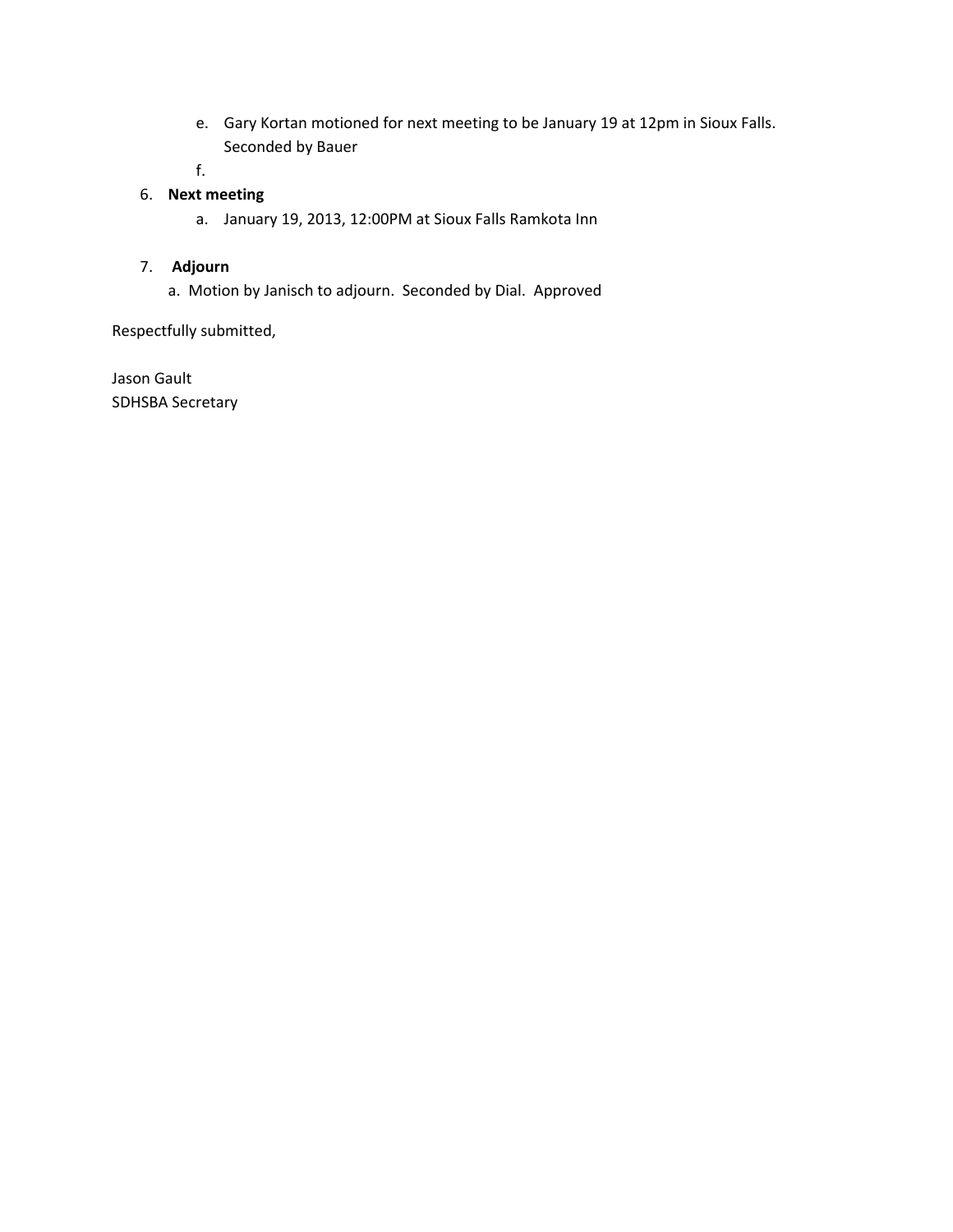e. Gary Kortan motioned for next meeting to be January 19 at 12pm in Sioux Falls. Seconded by Bauer
   f.

6. **Next meeting**
   a. January 19, 2013, 12:00PM at Sioux Falls Ramkota Inn

7. **Adjourn**
   a. Motion by Janisch to adjourn. Seconded by Dial. Approved

Respectfully submitted,

Jason Gault
SDHSBA Secretary